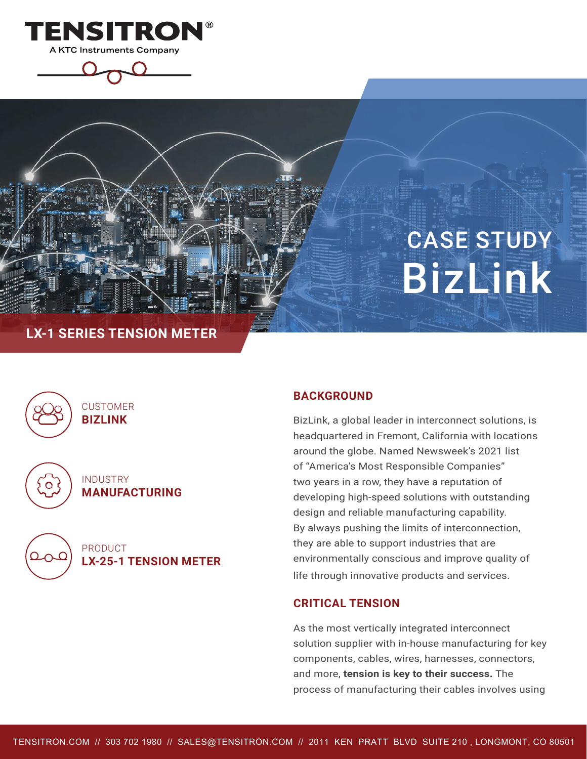TENSITRON®

A KTC Instruments Company

# CASE STUDY
# BizLink

**LX-1 SERIES TENSION METER**

CUSTOMER
**BIZLINK**

INDUSTRY
**MANUFACTURING**

PRODUCT
**LX-25-1 TENSION METER**

## BACKGROUND

BizLink, a global leader in interconnect solutions, is headquartered in Fremont, California with locations around the globe. Named Newsweek's 2021 list of "America's Most Responsible Companies" two years in a row, they have a reputation of developing high-speed solutions with outstanding design and reliable manufacturing capability. By always pushing the limits of interconnection, they are able to support industries that are environmentally conscious and improve quality of life through innovative products and services.

## CRITICAL TENSION

As the most vertically integrated interconnect solution supplier with in-house manufacturing for key components, cables, wires, harnesses, connectors, and more, **tension is key to their success.** The process of manufacturing their cables involves using

TENSITRON.COM // 303 702 1980 // SALES@TENSITRON.COM // 2011 KEN PRATT BLVD SUITE 210 , LONGMONT, CO 80501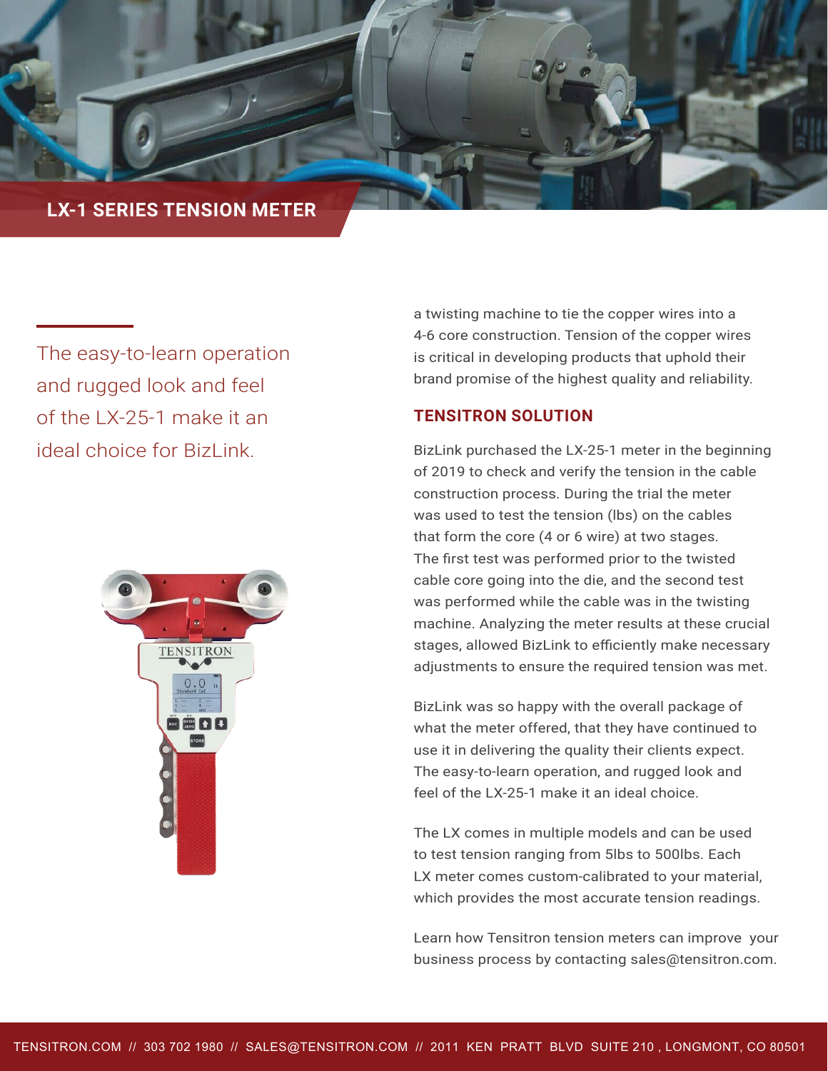## LX-1 SERIES TENSION METER

The easy-to-learn operation and rugged look and feel of the LX-25-1 make it an ideal choice for BizLink.

a twisting machine to tie the copper wires into a 4-6 core construction. Tension of the copper wires is critical in developing products that uphold their brand promise of the highest quality and reliability.

### TENSITRON SOLUTION

BizLink purchased the LX-25-1 meter in the beginning of 2019 to check and verify the tension in the cable construction process. During the trial the meter was used to test the tension (lbs) on the cables that form the core (4 or 6 wire) at two stages. The first test was performed prior to the twisted cable core going into the die, and the second test was performed while the cable was in the twisting machine. Analyzing the meter results at these crucial stages, allowed BizLink to efficiently make necessary adjustments to ensure the required tension was met.

BizLink was so happy with the overall package of what the meter offered, that they have continued to use it in delivering the quality their clients expect. The easy-to-learn operation, and rugged look and feel of the LX-25-1 make it an ideal choice.

The LX comes in multiple models and can be used to test tension ranging from 5lbs to 500lbs. Each LX meter comes custom-calibrated to your material, which provides the most accurate tension readings.

Learn how Tensitron tension meters can improve your business process by contacting sales@tensitron.com.

TENSITRON.COM // 303 702 1980 // SALES@TENSITRON.COM // 2011 KEN PRATT BLVD SUITE 210 , LONGMONT, CO 80501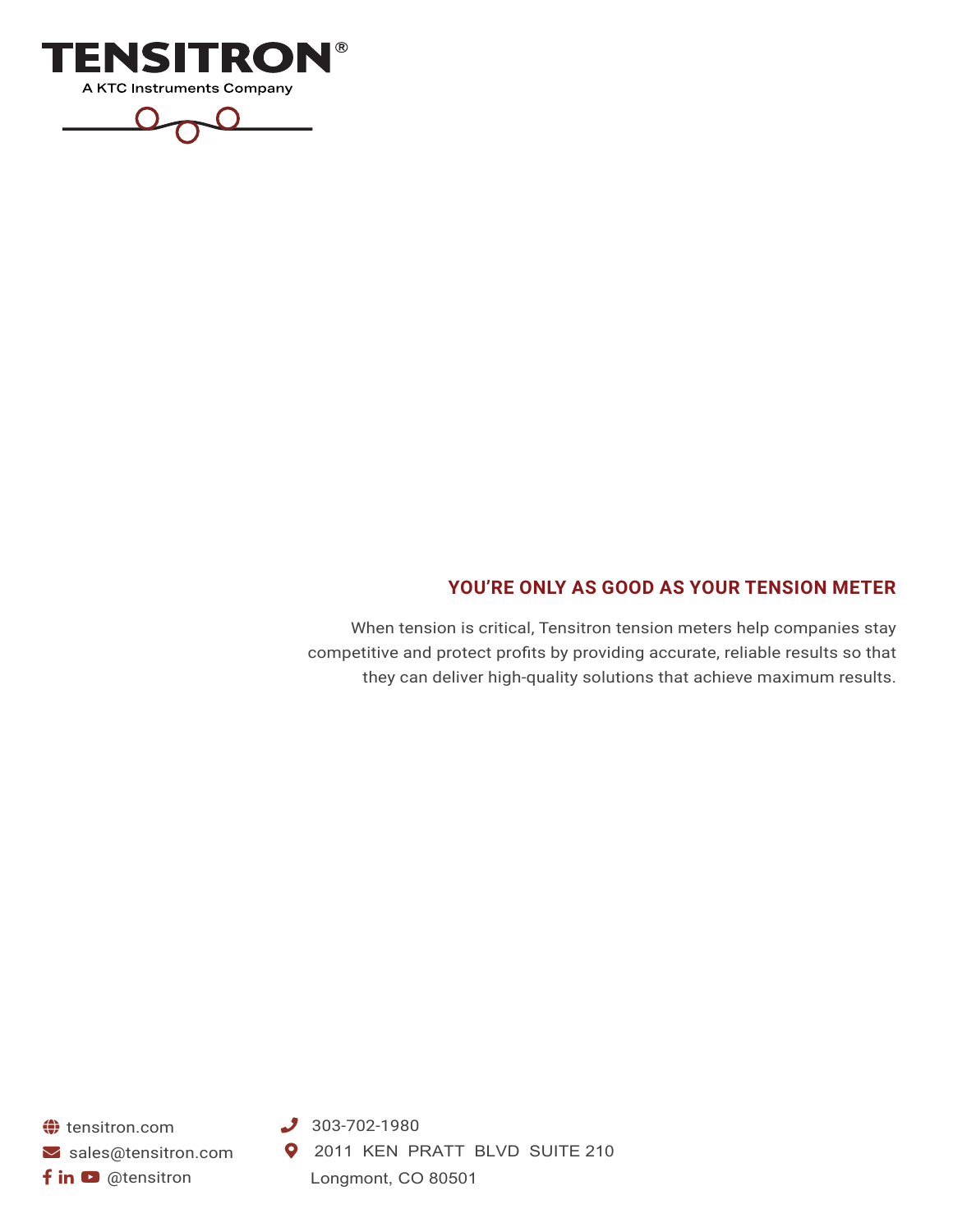TENSITRON®

A KTC Instruments Company

## YOU'RE ONLY AS GOOD AS YOUR TENSION METER

When tension is critical, Tensitron tension meters help companies stay competitive and protect profits by providing accurate, reliable results so that they can deliver high-quality solutions that achieve maximum results.

tensitron.com

sales@tensitron.com

@tensitron

303-702-1980

2011 KEN PRATT BLVD SUITE 210
Longmont, CO 80501